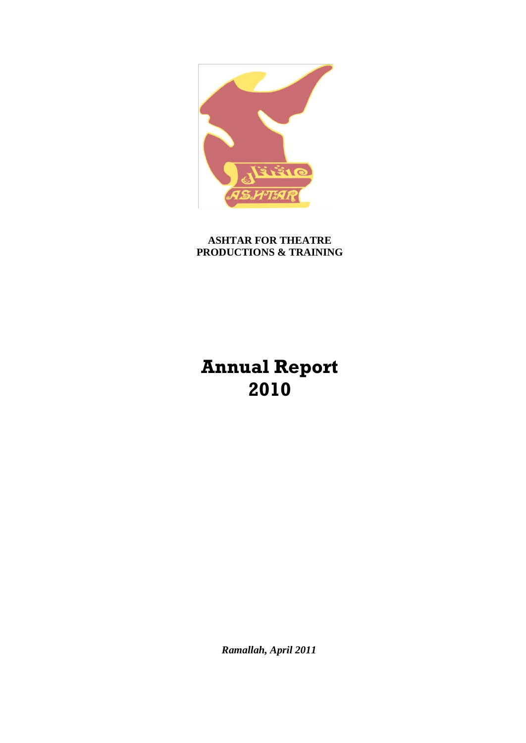**ASHTAR FOR THEATRE PRODUCTIONS & TRAINING**

# Annual Report 2010

*Ramallah, April 2011*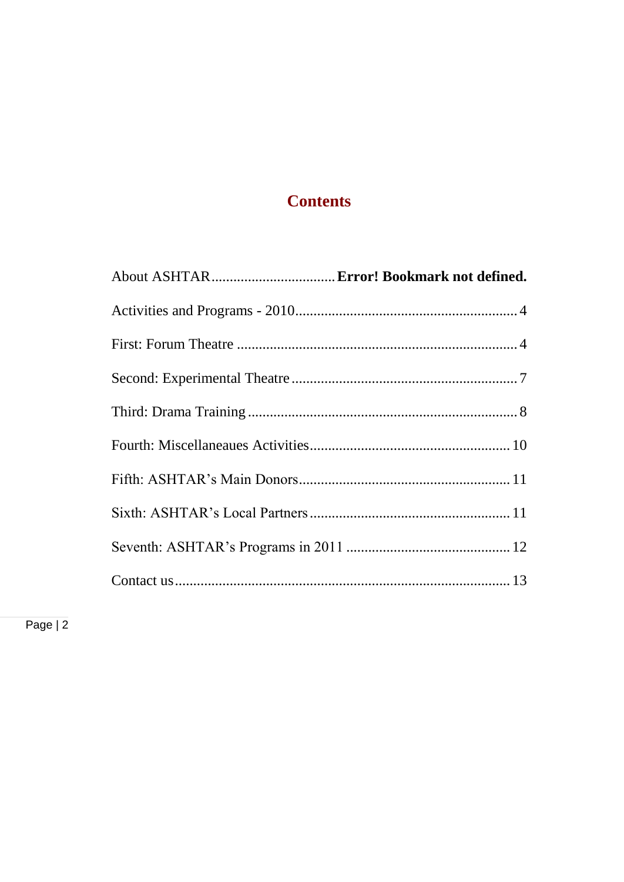# Contents

About ASHTAR.................................. **Error! Bookmark not defined.**

Activities and Programs - 2010............................................................ 4

First: Forum Theatre ............................................................................ 4

Second: Experimental Theatre ............................................................. 7

Third: Drama Training ......................................................................... 8

Fourth: Miscellaneaues Activities...................................................... 10

Fifth: ASHTAR’s Main Donors.......................................................... 11

Sixth: ASHTAR’s Local Partners ...................................................... 11

Seventh: ASHTAR’s Programs in 2011 ............................................. 12

Contact us........................................................................................... 13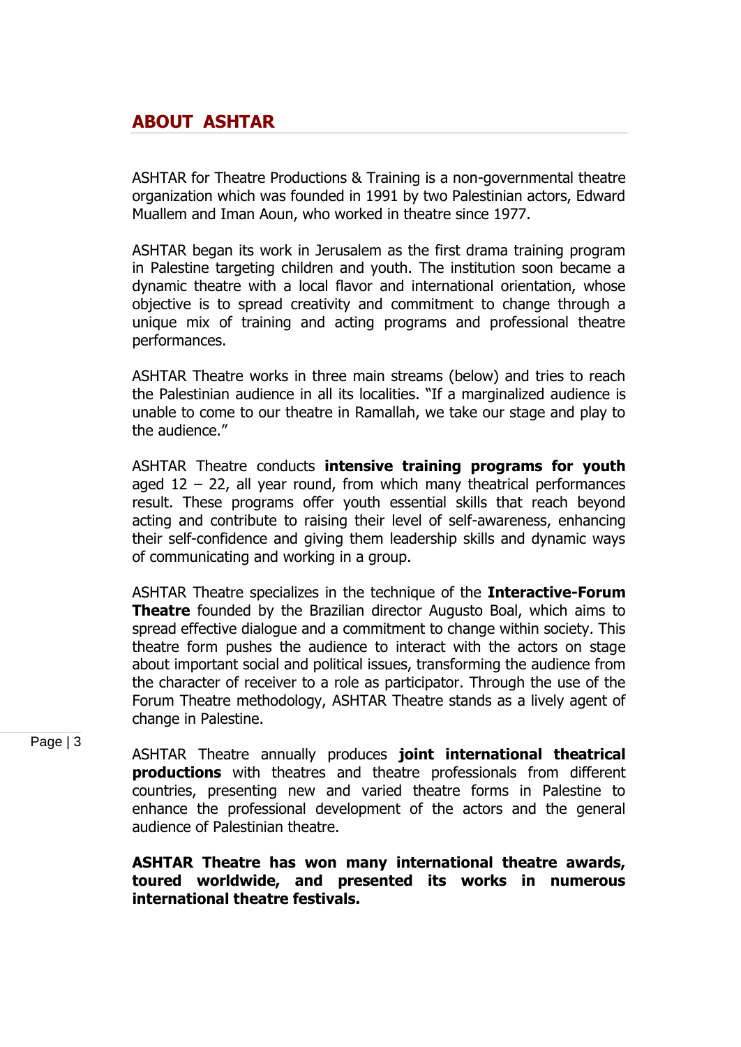## ABOUT ASHTAR

ASHTAR for Theatre Productions & Training is a non-governmental theatre organization which was founded in 1991 by two Palestinian actors, Edward Muallem and Iman Aoun, who worked in theatre since 1977.

ASHTAR began its work in Jerusalem as the first drama training program in Palestine targeting children and youth. The institution soon became a dynamic theatre with a local flavor and international orientation, whose objective is to spread creativity and commitment to change through a unique mix of training and acting programs and professional theatre performances.

ASHTAR Theatre works in three main streams (below) and tries to reach the Palestinian audience in all its localities. "If a marginalized audience is unable to come to our theatre in Ramallah, we take our stage and play to the audience."

ASHTAR Theatre conducts **intensive training programs for youth** aged 12 – 22, all year round, from which many theatrical performances result. These programs offer youth essential skills that reach beyond acting and contribute to raising their level of self-awareness, enhancing their self-confidence and giving them leadership skills and dynamic ways of communicating and working in a group.

ASHTAR Theatre specializes in the technique of the **Interactive-Forum Theatre** founded by the Brazilian director Augusto Boal, which aims to spread effective dialogue and a commitment to change within society. This theatre form pushes the audience to interact with the actors on stage about important social and political issues, transforming the audience from the character of receiver to a role as participator. Through the use of the Forum Theatre methodology, ASHTAR Theatre stands as a lively agent of change in Palestine.

ASHTAR Theatre annually produces **joint international theatrical productions** with theatres and theatre professionals from different countries, presenting new and varied theatre forms in Palestine to enhance the professional development of the actors and the general audience of Palestinian theatre.

**ASHTAR Theatre has won many international theatre awards, toured worldwide, and presented its works in numerous international theatre festivals.**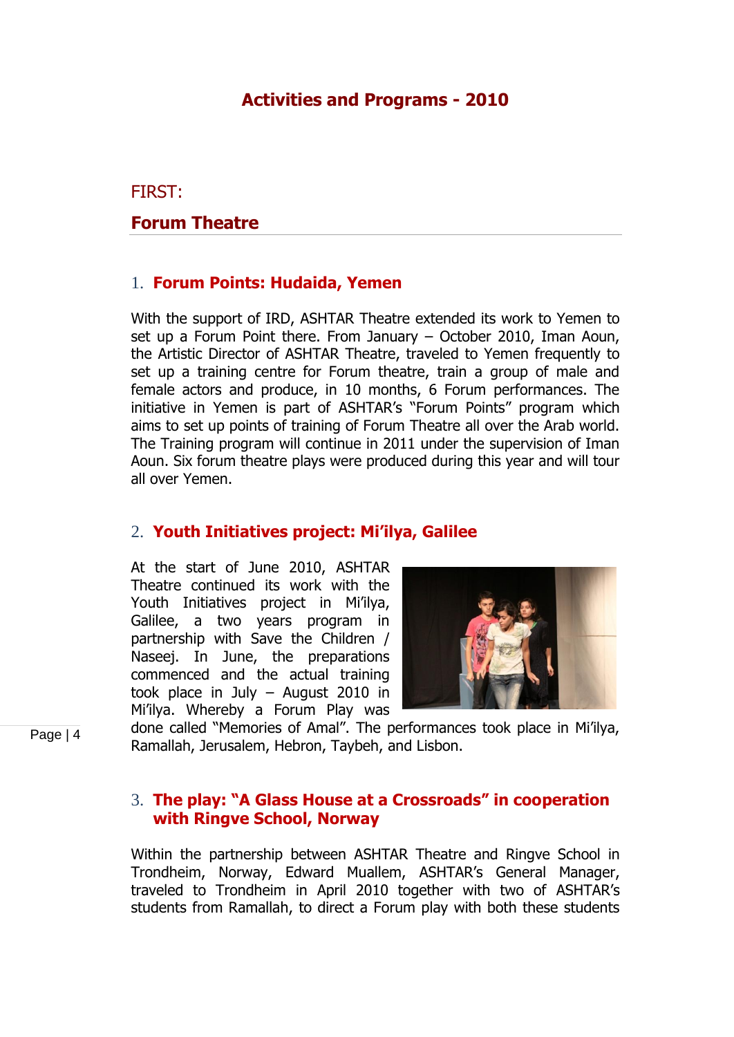# Activities and Programs - 2010

## FIRST:

## Forum Theatre

### 1. Forum Points: Hudaida, Yemen

With the support of IRD, ASHTAR Theatre extended its work to Yemen to set up a Forum Point there. From January – October 2010, Iman Aoun, the Artistic Director of ASHTAR Theatre, traveled to Yemen frequently to set up a training centre for Forum theatre, train a group of male and female actors and produce, in 10 months, 6 Forum performances. The initiative in Yemen is part of ASHTAR's "Forum Points" program which aims to set up points of training of Forum Theatre all over the Arab world. The Training program will continue in 2011 under the supervision of Iman Aoun. Six forum theatre plays were produced during this year and will tour all over Yemen.

### 2. Youth Initiatives project: Mi'ilya, Galilee

At the start of June 2010, ASHTAR Theatre continued its work with the Youth Initiatives project in Mi'ilya, Galilee, a two years program in partnership with Save the Children / Naseej. In June, the preparations commenced and the actual training took place in July – August 2010 in Mi'ilya. Whereby a Forum Play was done called "Memories of Amal". The performances took place in Mi'ilya, Ramallah, Jerusalem, Hebron, Taybeh, and Lisbon.

### 3. The play: "A Glass House at a Crossroads" in cooperation with Ringve School, Norway

Within the partnership between ASHTAR Theatre and Ringve School in Trondheim, Norway, Edward Muallem, ASHTAR's General Manager, traveled to Trondheim in April 2010 together with two of ASHTAR's students from Ramallah, to direct a Forum play with both these students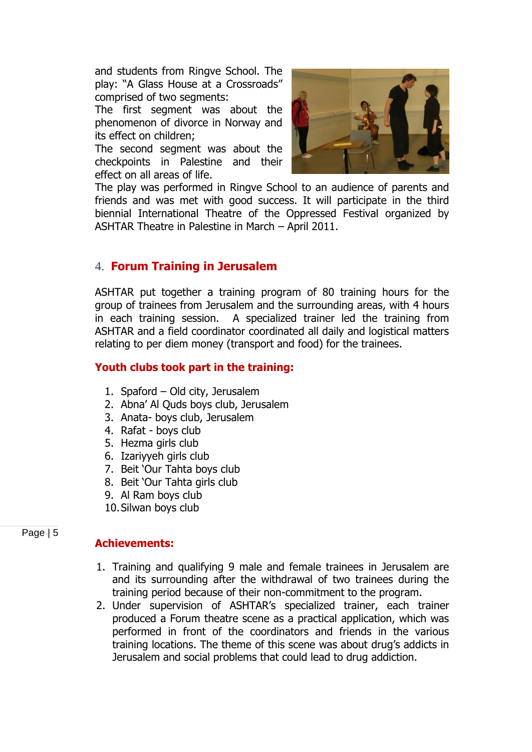and students from Ringve School. The play: "A Glass House at a Crossroads" comprised of two segments:

The first segment was about the phenomenon of divorce in Norway and its effect on children;

The second segment was about the checkpoints in Palestine and their effect on all areas of life.

The play was performed in Ringve School to an audience of parents and friends and was met with good success. It will participate in the third biennial International Theatre of the Oppressed Festival organized by ASHTAR Theatre in Palestine in March – April 2011.

## 4. Forum Training in Jerusalem

ASHTAR put together a training program of 80 training hours for the group of trainees from Jerusalem and the surrounding areas, with 4 hours in each training session. A specialized trainer led the training from ASHTAR and a field coordinator coordinated all daily and logistical matters relating to per diem money (transport and food) for the trainees.

### Youth clubs took part in the training:

1. Spaford – Old city, Jerusalem
2. Abna' Al Quds boys club, Jerusalem
3. Anata- boys club, Jerusalem
4. Rafat - boys club
5. Hezma girls club
6. Izariyyeh girls club
7. Beit 'Our Tahta boys club
8. Beit 'Our Tahta girls club
9. Al Ram boys club
10. Silwan boys club

### Achievements:

1. Training and qualifying 9 male and female trainees in Jerusalem are and its surrounding after the withdrawal of two trainees during the training period because of their non-commitment to the program.
2. Under supervision of ASHTAR's specialized trainer, each trainer produced a Forum theatre scene as a practical application, which was performed in front of the coordinators and friends in the various training locations. The theme of this scene was about drug's addicts in Jerusalem and social problems that could lead to drug addiction.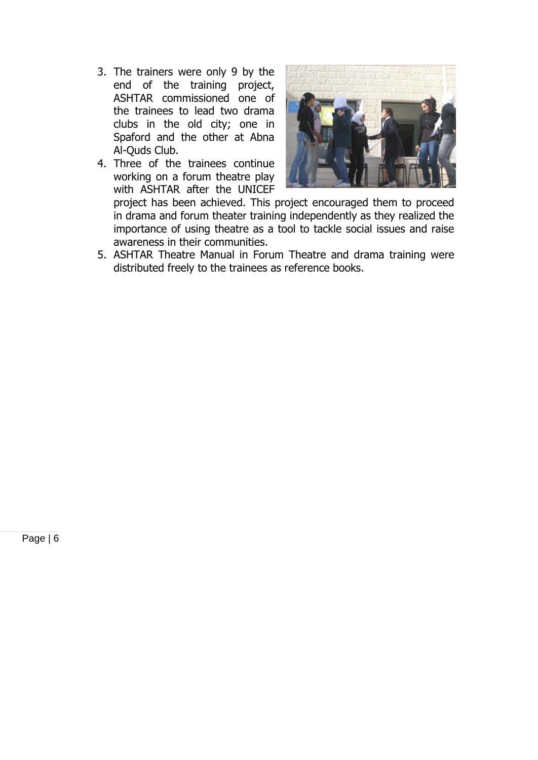3. The trainers were only 9 by the end of the training project, ASHTAR commissioned one of the trainees to lead two drama clubs in the old city; one in Spaford and the other at Abna Al-Quds Club.
4. Three of the trainees continue working on a forum theatre play with ASHTAR after the UNICEF project has been achieved. This project encouraged them to proceed in drama and forum theater training independently as they realized the importance of using theatre as a tool to tackle social issues and raise awareness in their communities.
5. ASHTAR Theatre Manual in Forum Theatre and drama training were distributed freely to the trainees as reference books.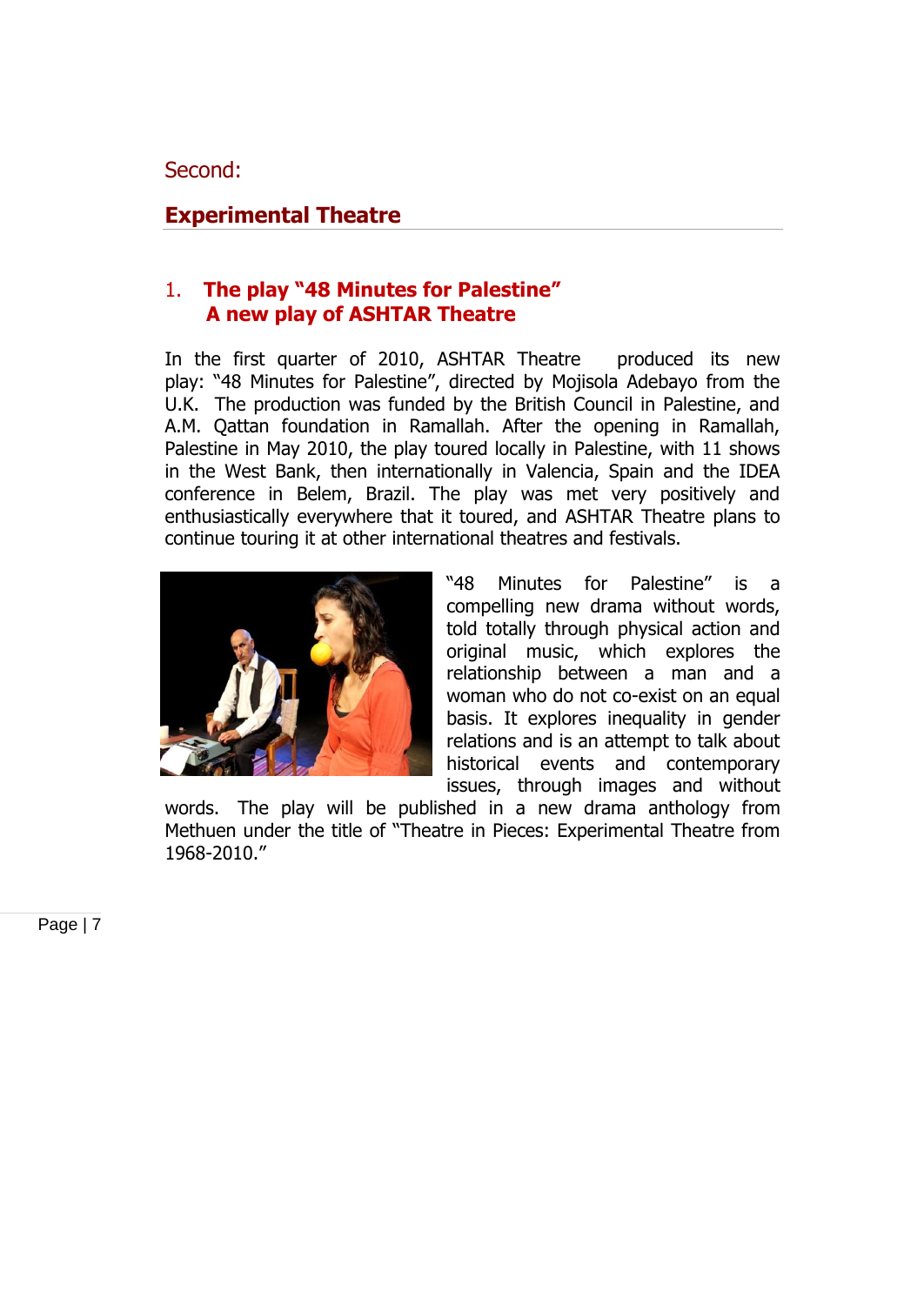Second:

## Experimental Theatre

### 1. The play "48 Minutes for Palestine" A new play of ASHTAR Theatre

In the first quarter of 2010, ASHTAR Theatre produced its new play: "48 Minutes for Palestine", directed by Mojisola Adebayo from the U.K. The production was funded by the British Council in Palestine, and A.M. Qattan foundation in Ramallah. After the opening in Ramallah, Palestine in May 2010, the play toured locally in Palestine, with 11 shows in the West Bank, then internationally in Valencia, Spain and the IDEA conference in Belem, Brazil. The play was met very positively and enthusiastically everywhere that it toured, and ASHTAR Theatre plans to continue touring it at other international theatres and festivals.

"48 Minutes for Palestine" is a compelling new drama without words, told totally through physical action and original music, which explores the relationship between a man and a woman who do not co-exist on an equal basis. It explores inequality in gender relations and is an attempt to talk about historical events and contemporary issues, through images and without words. The play will be published in a new drama anthology from Methuen under the title of "Theatre in Pieces: Experimental Theatre from 1968-2010."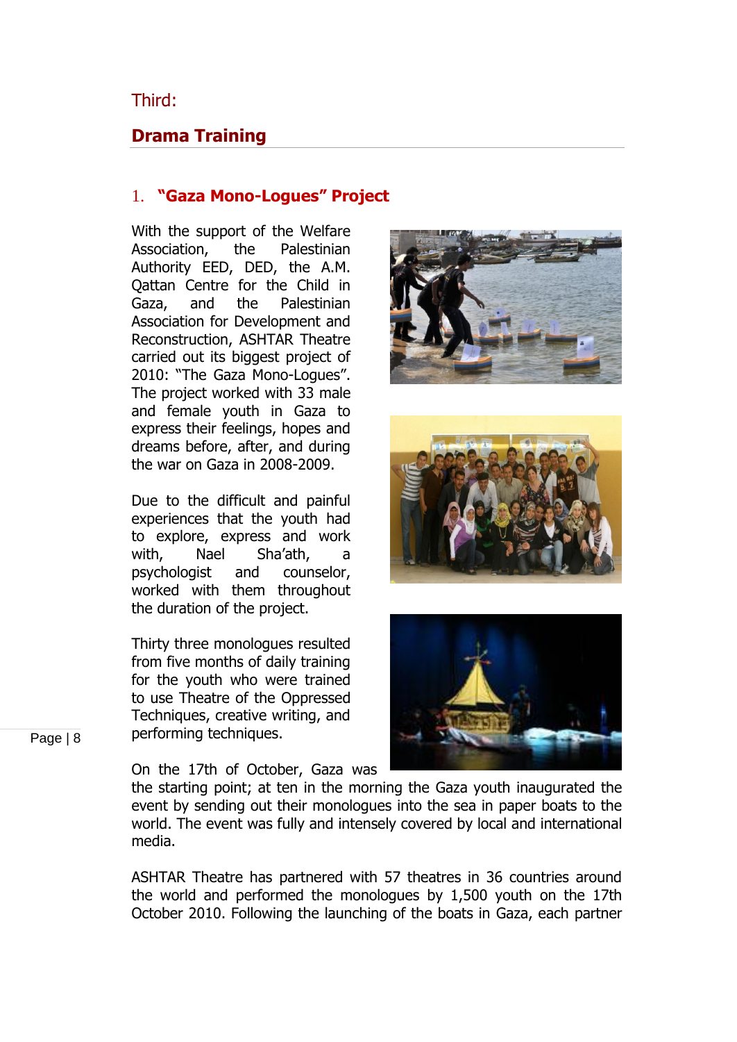Third:

## Drama Training

### 1. "Gaza Mono-Logues" Project

With the support of the Welfare Association, the Palestinian Authority EED, DED, the A.M. Qattan Centre for the Child in Gaza, and the Palestinian Association for Development and Reconstruction, ASHTAR Theatre carried out its biggest project of 2010: "The Gaza Mono-Logues". The project worked with 33 male and female youth in Gaza to express their feelings, hopes and dreams before, after, and during the war on Gaza in 2008-2009.

Due to the difficult and painful experiences that the youth had to explore, express and work with, Nael Sha'ath, a psychologist and counselor, worked with them throughout the duration of the project.

Thirty three monologues resulted from five months of daily training for the youth who were trained to use Theatre of the Oppressed Techniques, creative writing, and performing techniques.

On the 17th of October, Gaza was the starting point; at ten in the morning the Gaza youth inaugurated the event by sending out their monologues into the sea in paper boats to the world. The event was fully and intensely covered by local and international media.

ASHTAR Theatre has partnered with 57 theatres in 36 countries around the world and performed the monologues by 1,500 youth on the 17th October 2010. Following the launching of the boats in Gaza, each partner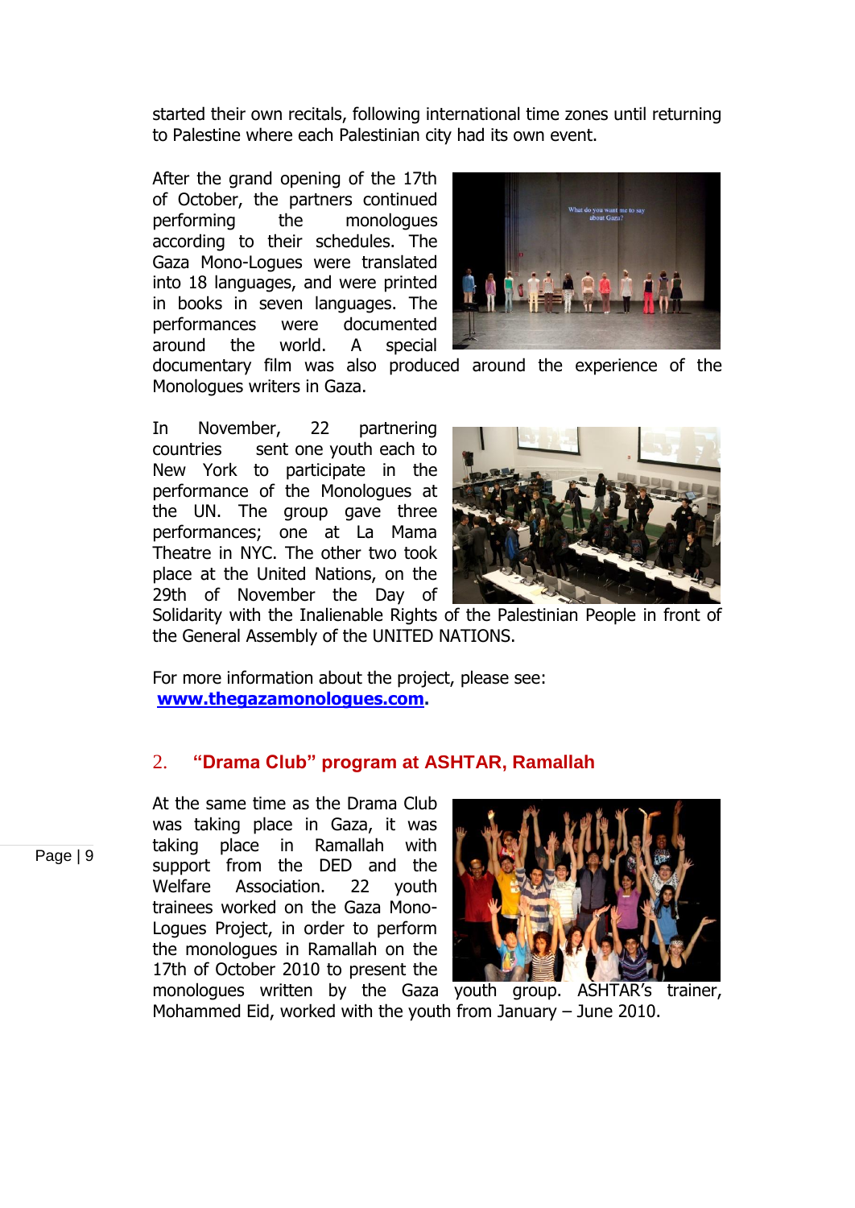started their own recitals, following international time zones until returning to Palestine where each Palestinian city had its own event.

After the grand opening of the 17th of October, the partners continued performing the monologues according to their schedules. The Gaza Mono-Logues were translated into 18 languages, and were printed in books in seven languages. The performances were documented around the world. A special documentary film was also produced around the experience of the Monologues writers in Gaza.

In November, 22 partnering countries sent one youth each to New York to participate in the performance of the Monologues at the UN. The group gave three performances; one at La Mama Theatre in NYC. The other two took place at the United Nations, on the 29th of November the Day of Solidarity with the Inalienable Rights of the Palestinian People in front of the General Assembly of the UNITED NATIONS.

For more information about the project, please see:
**www.thegazamonologues.com.**

## 2. "Drama Club" program at ASHTAR, Ramallah

At the same time as the Drama Club was taking place in Gaza, it was taking place in Ramallah with support from the DED and the Welfare Association. 22 youth trainees worked on the Gaza Mono-Logues Project, in order to perform the monologues in Ramallah on the 17th of October 2010 to present the monologues written by the Gaza youth group. ASHTAR's trainer, Mohammed Eid, worked with the youth from January – June 2010.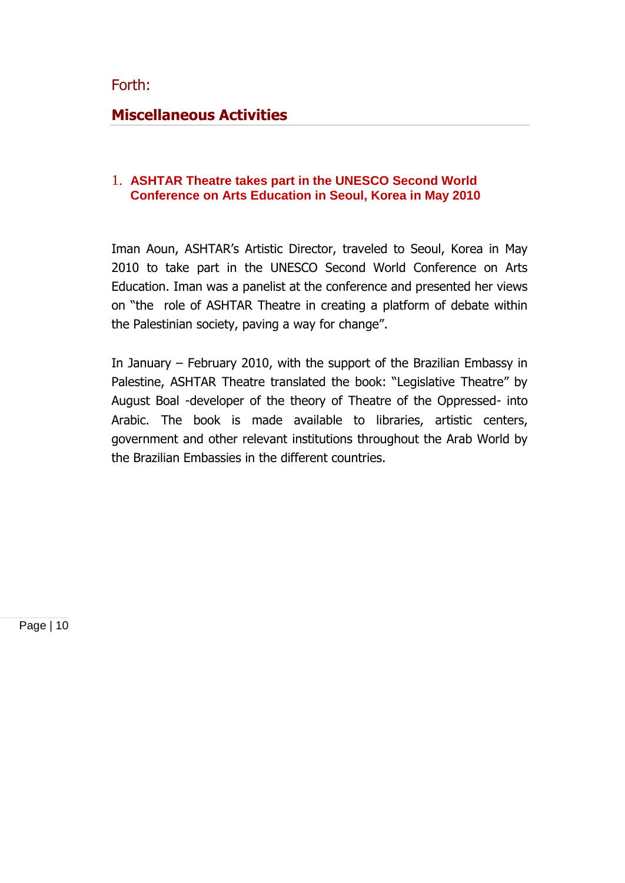Forth:

## Miscellaneous Activities

### 1. ASHTAR Theatre takes part in the UNESCO Second World Conference on Arts Education in Seoul, Korea in May 2010

Iman Aoun, ASHTAR's Artistic Director, traveled to Seoul, Korea in May 2010 to take part in the UNESCO Second World Conference on Arts Education. Iman was a panelist at the conference and presented her views on "the role of ASHTAR Theatre in creating a platform of debate within the Palestinian society, paving a way for change".

In January – February 2010, with the support of the Brazilian Embassy in Palestine, ASHTAR Theatre translated the book: "Legislative Theatre" by August Boal -developer of the theory of Theatre of the Oppressed- into Arabic. The book is made available to libraries, artistic centers, government and other relevant institutions throughout the Arab World by the Brazilian Embassies in the different countries.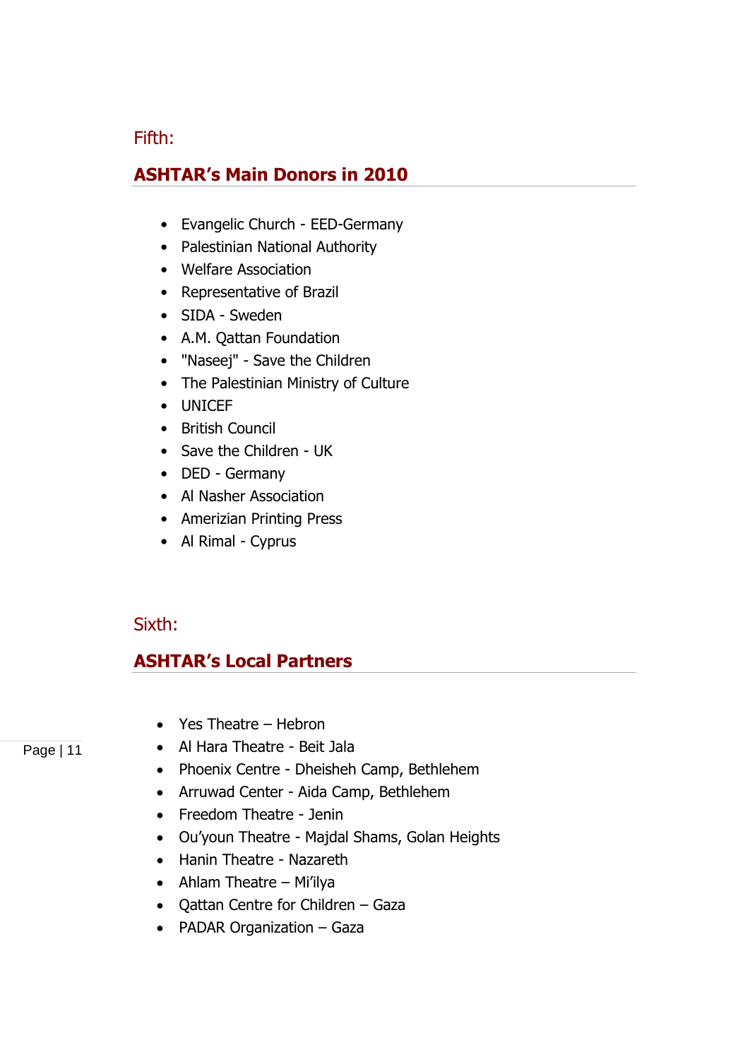Fifth:

## ASHTAR's Main Donors in 2010

- Evangelic Church - EED-Germany
- Palestinian National Authority
- Welfare Association
- Representative of Brazil
- SIDA - Sweden
- A.M. Qattan Foundation
- "Naseej" - Save the Children
- The Palestinian Ministry of Culture
- UNICEF
- British Council
- Save the Children - UK
- DED - Germany
- Al Nasher Association
- Amerizian Printing Press
- Al Rimal - Cyprus

Sixth:

## ASHTAR's Local Partners

- Yes Theatre – Hebron
- Al Hara Theatre - Beit Jala
- Phoenix Centre - Dheisheh Camp, Bethlehem
- Arruwad Center - Aida Camp, Bethlehem
- Freedom Theatre - Jenin
- Ou'youn Theatre - Majdal Shams, Golan Heights
- Hanin Theatre - Nazareth
- Ahlam Theatre – Mi'ilya
- Qattan Centre for Children – Gaza
- PADAR Organization – Gaza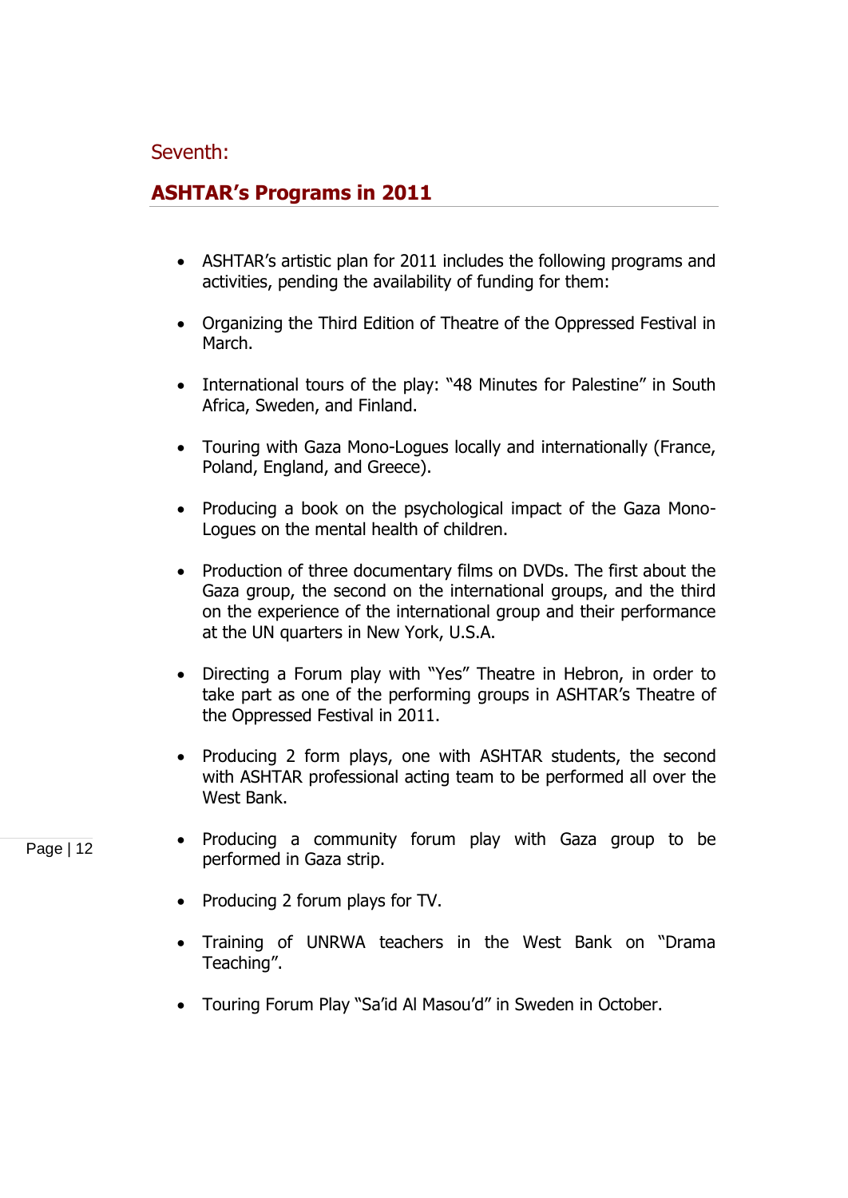Seventh:

## ASHTAR's Programs in 2011

- ASHTAR's artistic plan for 2011 includes the following programs and activities, pending the availability of funding for them:
- Organizing the Third Edition of Theatre of the Oppressed Festival in March.
- International tours of the play: "48 Minutes for Palestine" in South Africa, Sweden, and Finland.
- Touring with Gaza Mono-Logues locally and internationally (France, Poland, England, and Greece).
- Producing a book on the psychological impact of the Gaza Mono-Logues on the mental health of children.
- Production of three documentary films on DVDs. The first about the Gaza group, the second on the international groups, and the third on the experience of the international group and their performance at the UN quarters in New York, U.S.A.
- Directing a Forum play with "Yes" Theatre in Hebron, in order to take part as one of the performing groups in ASHTAR's Theatre of the Oppressed Festival in 2011.
- Producing 2 form plays, one with ASHTAR students, the second with ASHTAR professional acting team to be performed all over the West Bank.
- Producing a community forum play with Gaza group to be performed in Gaza strip.
- Producing 2 forum plays for TV.
- Training of UNRWA teachers in the West Bank on "Drama Teaching".
- Touring Forum Play "Sa'id Al Masou'd" in Sweden in October.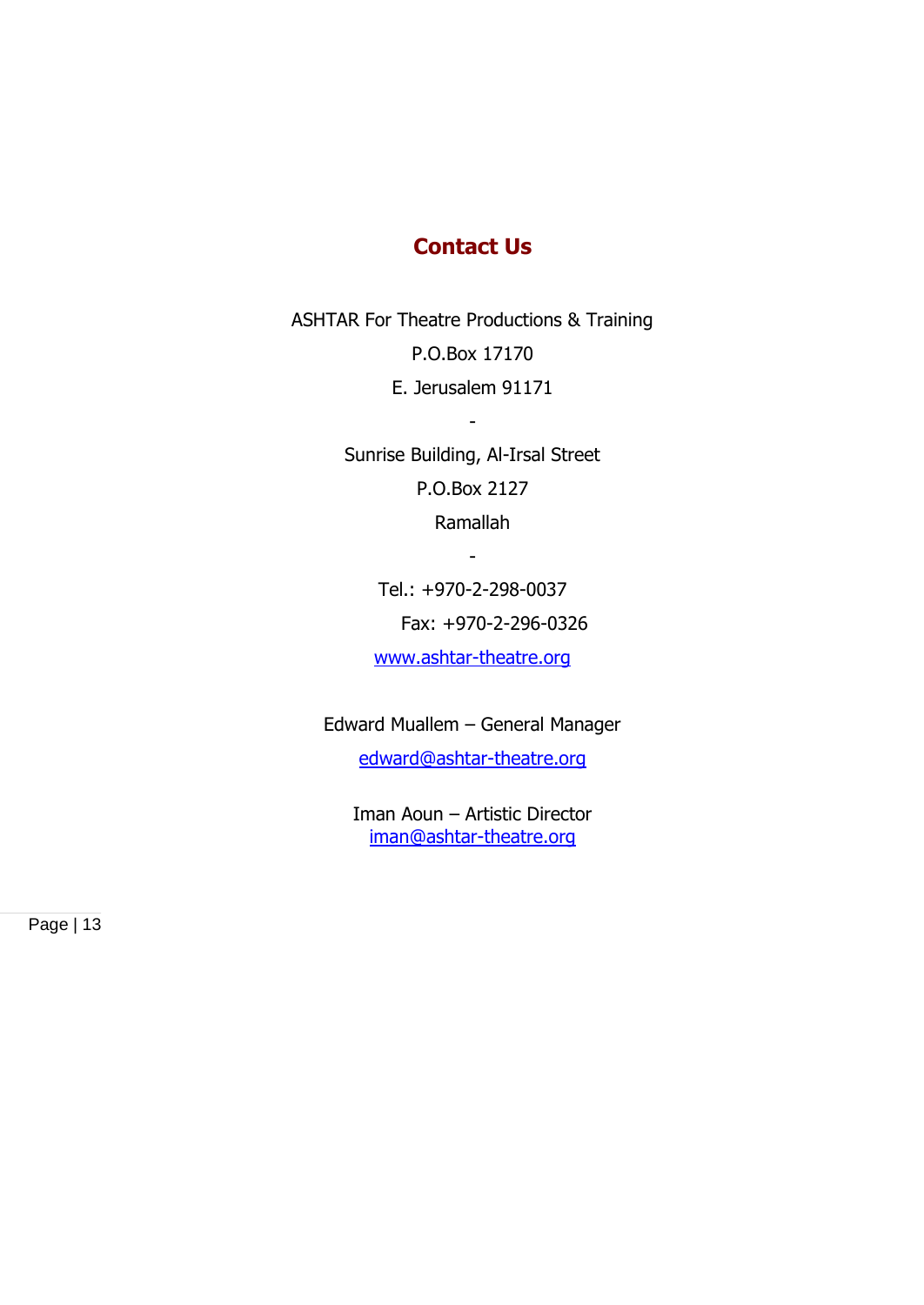## Contact Us

ASHTAR For Theatre Productions & Training

P.O.Box 17170

E. Jerusalem 91171

-

Sunrise Building, Al-Irsal Street

P.O.Box 2127

Ramallah

-

Tel.: +970-2-298-0037

Fax: +970-2-296-0326

www.ashtar-theatre.org

Edward Muallem – General Manager

edward@ashtar-theatre.org

Iman Aoun – Artistic Director

iman@ashtar-theatre.org